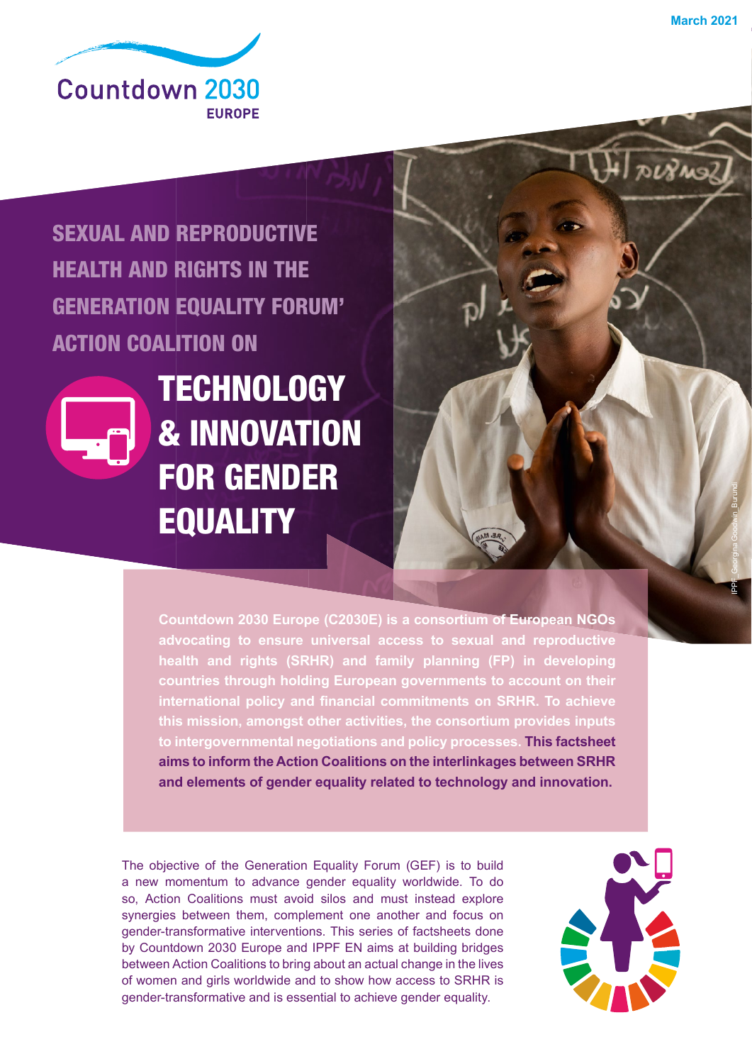March 2021

Countdown 2030 EUROPE

# SEXUAL AND REPRODUCTIVE HEALTH AND RIGHTS IN THE GENERATION EQUALITY FORUM' ACTION COALITION ON

# TECHNOLOGY & INNOVATION FOR GENDER EQUALITY

IPPF_Georgina Goodwin_Burundi

**Countdown 2030 Europe (C2030E) is a consortium of European NGOs advocating to ensure universal access to sexual and reproductive health and rights (SRHR) and family planning (FP) in developing countries through holding European governments to account on their international policy and financial commitments on SRHR. To achieve this mission, amongst other activities, the consortium provides inputs to intergovernmental negotiations and policy processes. This factsheet aims to inform the Action Coalitions on the interlinkages between SRHR and elements of gender equality related to technology and innovation.**

The objective of the Generation Equality Forum (GEF) is to build a new momentum to advance gender equality worldwide. To do so, Action Coalitions must avoid silos and must instead explore synergies between them, complement one another and focus on gender-transformative interventions. This series of factsheets done by Countdown 2030 Europe and IPPF EN aims at building bridges between Action Coalitions to bring about an actual change in the lives of women and girls worldwide and to show how access to SRHR is gender-transformative and is essential to achieve gender equality.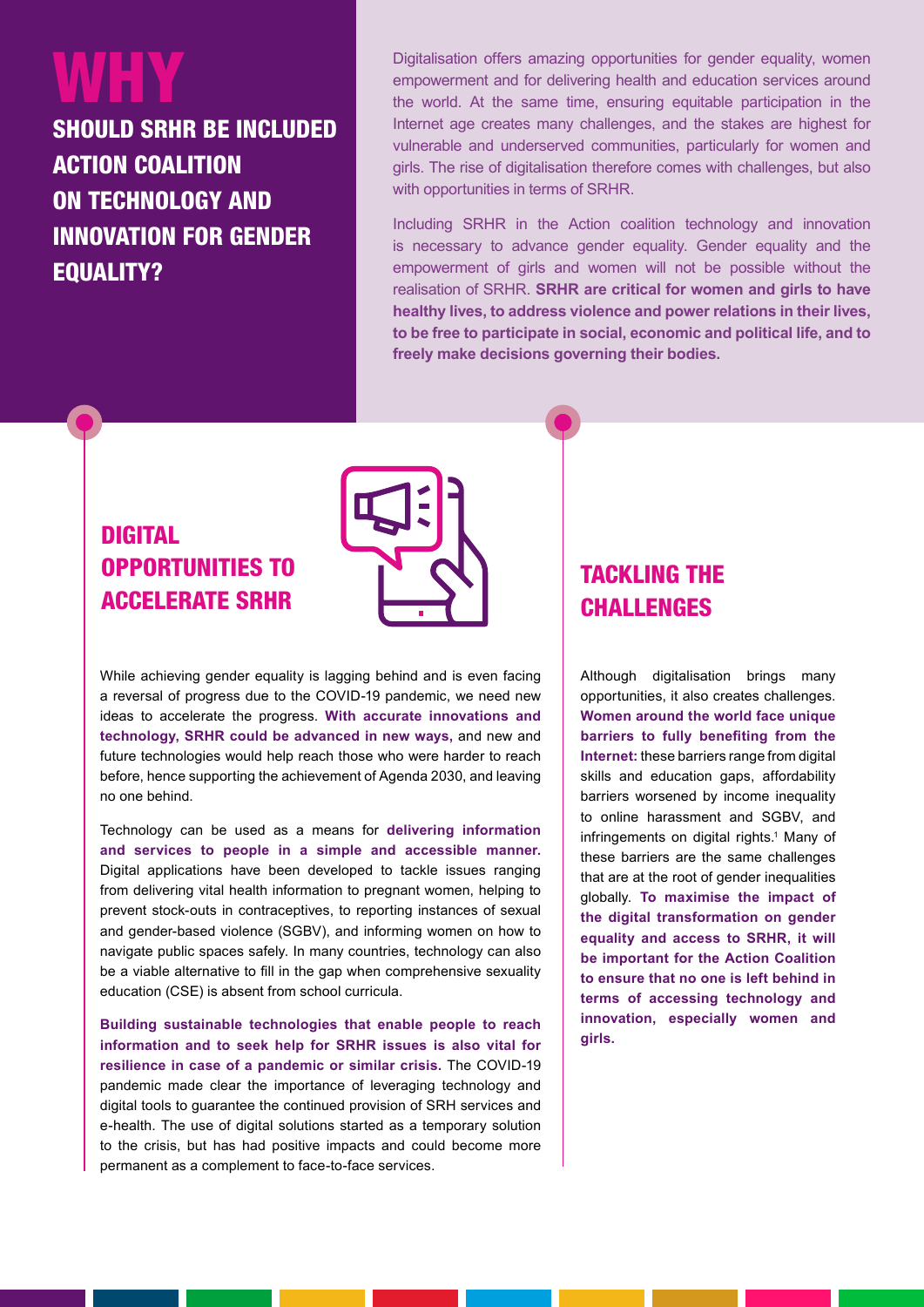# WHY

## SHOULD SRHR BE INCLUDED ACTION COALITION ON TECHNOLOGY AND INNOVATION FOR GENDER EQUALITY?

Digitalisation offers amazing opportunities for gender equality, women empowerment and for delivering health and education services around the world. At the same time, ensuring equitable participation in the Internet age creates many challenges, and the stakes are highest for vulnerable and underserved communities, particularly for women and girls. The rise of digitalisation therefore comes with challenges, but also with opportunities in terms of SRHR.

Including SRHR in the Action coalition technology and innovation is necessary to advance gender equality. Gender equality and the empowerment of girls and women will not be possible without the realisation of SRHR. **SRHR are critical for women and girls to have healthy lives, to address violence and power relations in their lives, to be free to participate in social, economic and political life, and to freely make decisions governing their bodies.**

## DIGITAL OPPORTUNITIES TO ACCELERATE SRHR

While achieving gender equality is lagging behind and is even facing a reversal of progress due to the COVID-19 pandemic, we need new ideas to accelerate the progress. **With accurate innovations and technology, SRHR could be advanced in new ways,** and new and future technologies would help reach those who were harder to reach before, hence supporting the achievement of Agenda 2030, and leaving no one behind.

Technology can be used as a means for **delivering information and services to people in a simple and accessible manner.** Digital applications have been developed to tackle issues ranging from delivering vital health information to pregnant women, helping to prevent stock-outs in contraceptives, to reporting instances of sexual and gender-based violence (SGBV), and informing women on how to navigate public spaces safely. In many countries, technology can also be a viable alternative to fill in the gap when comprehensive sexuality education (CSE) is absent from school curricula.

**Building sustainable technologies that enable people to reach information and to seek help for SRHR issues is also vital for resilience in case of a pandemic or similar crisis.** The COVID-19 pandemic made clear the importance of leveraging technology and digital tools to guarantee the continued provision of SRH services and e-health. The use of digital solutions started as a temporary solution to the crisis, but has had positive impacts and could become more permanent as a complement to face-to-face services.

## TACKLING THE CHALLENGES

Although digitalisation brings many opportunities, it also creates challenges. **Women around the world face unique barriers to fully benefiting from the Internet:** these barriers range from digital skills and education gaps, affordability barriers worsened by income inequality to online harassment and SGBV, and infringements on digital rights.[1] Many of these barriers are the same challenges that are at the root of gender inequalities globally. **To maximise the impact of the digital transformation on gender equality and access to SRHR, it will be important for the Action Coalition to ensure that no one is left behind in terms of accessing technology and innovation, especially women and girls.**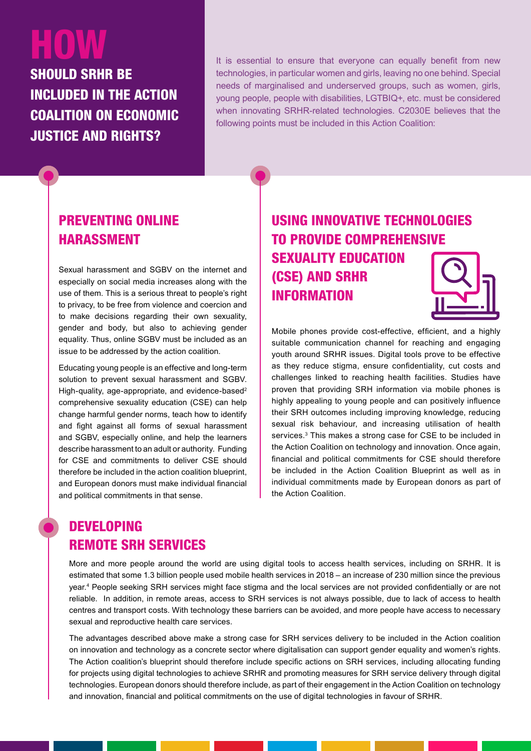# HOW

## SHOULD SRHR BE INCLUDED IN THE ACTION COALITION ON ECONOMIC JUSTICE AND RIGHTS?

It is essential to ensure that everyone can equally benefit from new technologies, in particular women and girls, leaving no one behind. Special needs of marginalised and underserved groups, such as women, girls, young people, people with disabilities, LGTBIQ+, etc. must be considered when innovating SRHR-related technologies. C2030E believes that the following points must be included in this Action Coalition:

### PREVENTING ONLINE HARASSMENT

Sexual harassment and SGBV on the internet and especially on social media increases along with the use of them. This is a serious threat to people's right to privacy, to be free from violence and coercion and to make decisions regarding their own sexuality, gender and body, but also to achieving gender equality. Thus, online SGBV must be included as an issue to be addressed by the action coalition.

Educating young people is an effective and long-term solution to prevent sexual harassment and SGBV. High-quality, age-appropriate, and evidence-based[2] comprehensive sexuality education (CSE) can help change harmful gender norms, teach how to identify and fight against all forms of sexual harassment and SGBV, especially online, and help the learners describe harassment to an adult or authority. Funding for CSE and commitments to deliver CSE should therefore be included in the action coalition blueprint, and European donors must make individual financial and political commitments in that sense.

### USING INNOVATIVE TECHNOLOGIES TO PROVIDE COMPREHENSIVE SEXUALITY EDUCATION (CSE) AND SRHR INFORMATION

Mobile phones provide cost-effective, efficient, and a highly suitable communication channel for reaching and engaging youth around SRHR issues. Digital tools prove to be effective as they reduce stigma, ensure confidentiality, cut costs and challenges linked to reaching health facilities. Studies have proven that providing SRH information via mobile phones is highly appealing to young people and can positively influence their SRH outcomes including improving knowledge, reducing sexual risk behaviour, and increasing utilisation of health services.[3] This makes a strong case for CSE to be included in the Action Coalition on technology and innovation. Once again, financial and political commitments for CSE should therefore be included in the Action Coalition Blueprint as well as in individual commitments made by European donors as part of the Action Coalition.

### DEVELOPING REMOTE SRH SERVICES

More and more people around the world are using digital tools to access health services, including on SRHR. It is estimated that some 1.3 billion people used mobile health services in 2018 – an increase of 230 million since the previous year.[4] People seeking SRH services might face stigma and the local services are not provided confidentially or are not reliable. In addition, in remote areas, access to SRH services is not always possible, due to lack of access to health centres and transport costs. With technology these barriers can be avoided, and more people have access to necessary sexual and reproductive health care services.

The advantages described above make a strong case for SRH services delivery to be included in the Action coalition on innovation and technology as a concrete sector where digitalisation can support gender equality and women's rights. The Action coalition's blueprint should therefore include specific actions on SRH services, including allocating funding for projects using digital technologies to achieve SRHR and promoting measures for SRH service delivery through digital technologies. European donors should therefore include, as part of their engagement in the Action Coalition on technology and innovation, financial and political commitments on the use of digital technologies in favour of SRHR.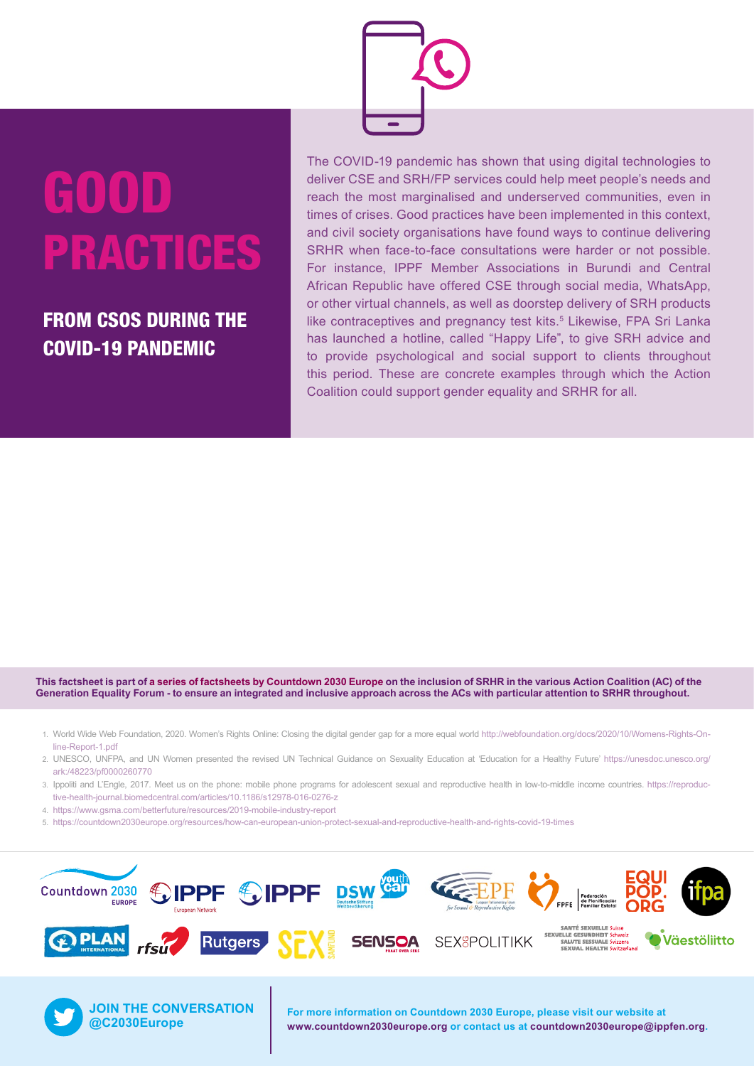# GOOD PRACTICES

## FROM CSOS DURING THE COVID-19 PANDEMIC

The COVID-19 pandemic has shown that using digital technologies to deliver CSE and SRH/FP services could help meet people's needs and reach the most marginalised and underserved communities, even in times of crises. Good practices have been implemented in this context, and civil society organisations have found ways to continue delivering SRHR when face-to-face consultations were harder or not possible. For instance, IPPF Member Associations in Burundi and Central African Republic have offered CSE through social media, WhatsApp, or other virtual channels, as well as doorstep delivery of SRH products like contraceptives and pregnancy test kits.[5] Likewise, FPA Sri Lanka has launched a hotline, called "Happy Life", to give SRH advice and to provide psychological and social support to clients throughout this period. These are concrete examples through which the Action Coalition could support gender equality and SRHR for all.

**This factsheet is part of a series of factsheets by Countdown 2030 Europe on the inclusion of SRHR in the various Action Coalition (AC) of the Generation Equality Forum - to ensure an integrated and inclusive approach across the ACs with particular attention to SRHR throughout.**

1. World Wide Web Foundation, 2020. Women's Rights Online: Closing the digital gender gap for a more equal world http://webfoundation.org/docs/2020/10/Womens-Rights-Online-Report-1.pdf
2. UNESCO, UNFPA, and UN Women presented the revised UN Technical Guidance on Sexuality Education at 'Education for a Healthy Future' https://unesdoc.unesco.org/ark:/48223/pf0000260770
3. Ippoliti and L'Engle, 2017. Meet us on the phone: mobile phone programs for adolescent sexual and reproductive health in low-to-middle income countries. https://reproductive-health-journal.biomedcentral.com/articles/10.1186/s12978-016-0276-z
4. https://www.gsma.com/betterfuture/resources/2019-mobile-industry-report
5. https://countdown2030europe.org/resources/how-can-european-union-protect-sexual-and-reproductive-health-and-rights-covid-19-times

Countdown 2030 Europe · IPPF European Network · IPPF · DSW · youth can · EPF · FPFE · Federación de Planificación Familiar Estatal · EQUIPOP.ORG · ifpa · PLAN International · rfsu · Rutgers · SEX SAMFUND · SENSOA · SEX OG POLITIKK · Santé Sexuelle Suisse / Sexuelle Gesundheit Schweiz / Salute Sessuale Svizzera / Sexual Health Switzerland · Väestöliitto

**JOIN THE CONVERSATION @C2030Europe**

**For more information on Countdown 2030 Europe, please visit our website at www.countdown2030europe.org or contact us at countdown2030europe@ippfen.org.**